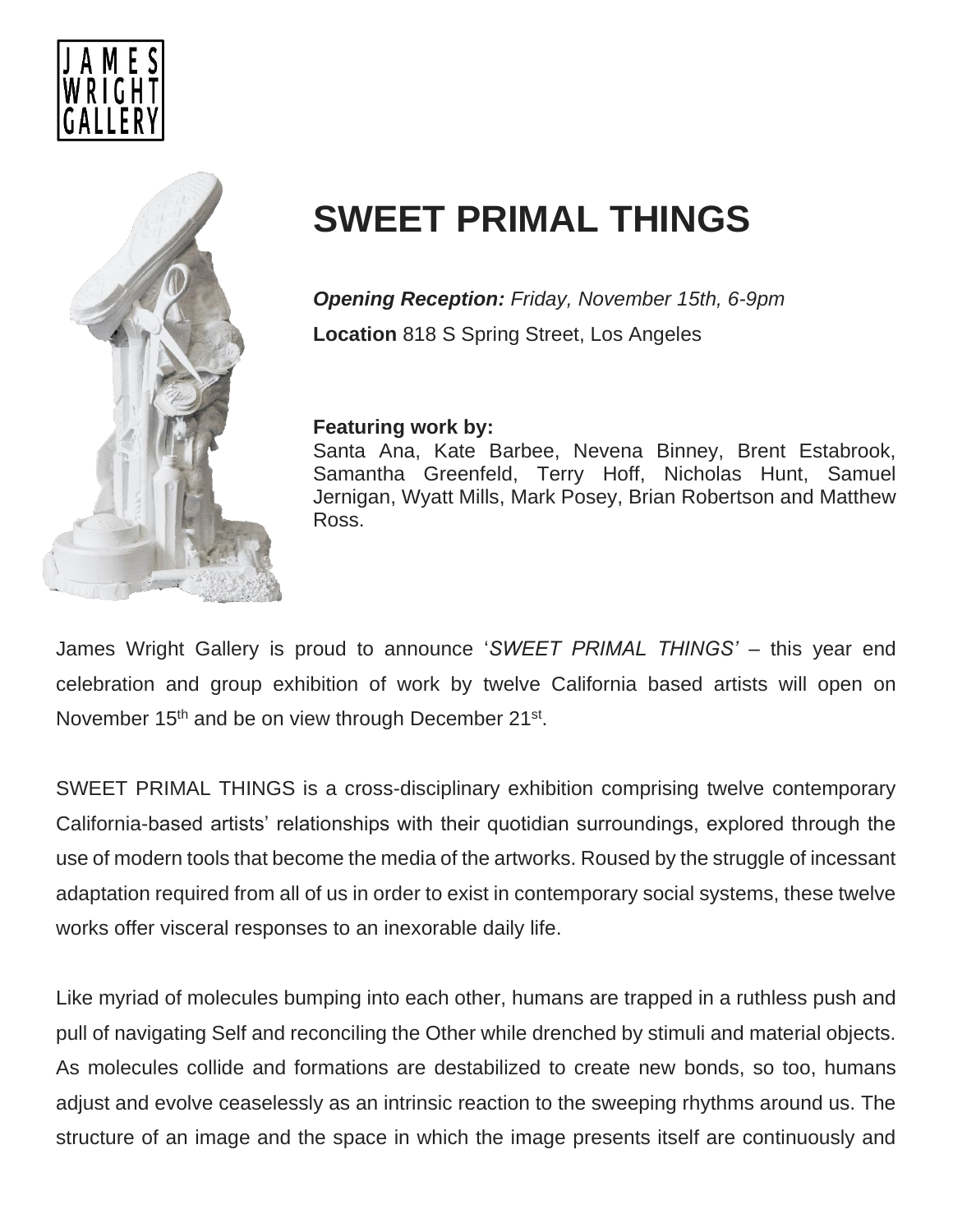JAMES WRIGHT GALLERY

# SWEET PRIMAL THINGS

***Opening Reception:*** *Friday, November 15th, 6-9pm*

**Location** 818 S Spring Street, Los Angeles

**Featuring work by:**
Santa Ana, Kate Barbee, Nevena Binney, Brent Estabrook, Samantha Greenfeld, Terry Hoff, Nicholas Hunt, Samuel Jernigan, Wyatt Mills, Mark Posey, Brian Robertson and Matthew Ross.

James Wright Gallery is proud to announce '*SWEET PRIMAL THINGS'* – this year end celebration and group exhibition of work by twelve California based artists will open on November 15th and be on view through December 21st.

SWEET PRIMAL THINGS is a cross-disciplinary exhibition comprising twelve contemporary California-based artists' relationships with their quotidian surroundings, explored through the use of modern tools that become the media of the artworks. Roused by the struggle of incessant adaptation required from all of us in order to exist in contemporary social systems, these twelve works offer visceral responses to an inexorable daily life.

Like myriad of molecules bumping into each other, humans are trapped in a ruthless push and pull of navigating Self and reconciling the Other while drenched by stimuli and material objects. As molecules collide and formations are destabilized to create new bonds, so too, humans adjust and evolve ceaselessly as an intrinsic reaction to the sweeping rhythms around us. The structure of an image and the space in which the image presents itself are continuously and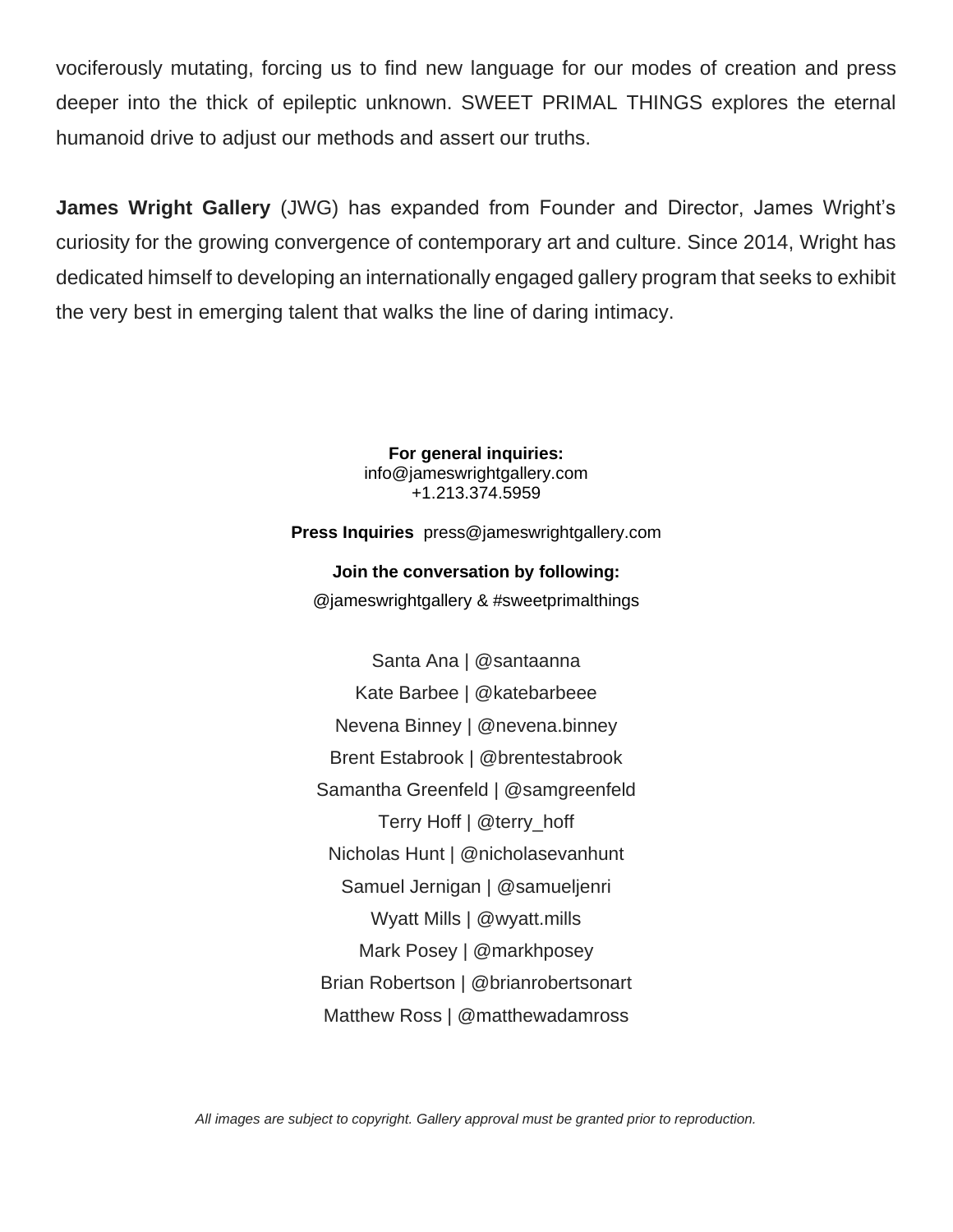vociferously mutating, forcing us to find new language for our modes of creation and press deeper into the thick of epileptic unknown. SWEET PRIMAL THINGS explores the eternal humanoid drive to adjust our methods and assert our truths.

**James Wright Gallery** (JWG) has expanded from Founder and Director, James Wright's curiosity for the growing convergence of contemporary art and culture. Since 2014, Wright has dedicated himself to developing an internationally engaged gallery program that seeks to exhibit the very best in emerging talent that walks the line of daring intimacy.

**For general inquiries:**
info@jameswrightgallery.com
+1.213.374.5959

**Press Inquiries** press@jameswrightgallery.com

**Join the conversation by following:**
@jameswrightgallery & #sweetprimalthings

Santa Ana | @santaanna
Kate Barbee | @katebarbeee
Nevena Binney | @nevena.binney
Brent Estabrook | @brentestabrook
Samantha Greenfeld | @samgreenfeld
Terry Hoff | @terry_hoff
Nicholas Hunt | @nicholasevanhunt
Samuel Jernigan | @samueljenri
Wyatt Mills | @wyatt.mills
Mark Posey | @markhposey
Brian Robertson | @brianrobertsonart
Matthew Ross | @matthewadamross

*All images are subject to copyright. Gallery approval must be granted prior to reproduction.*